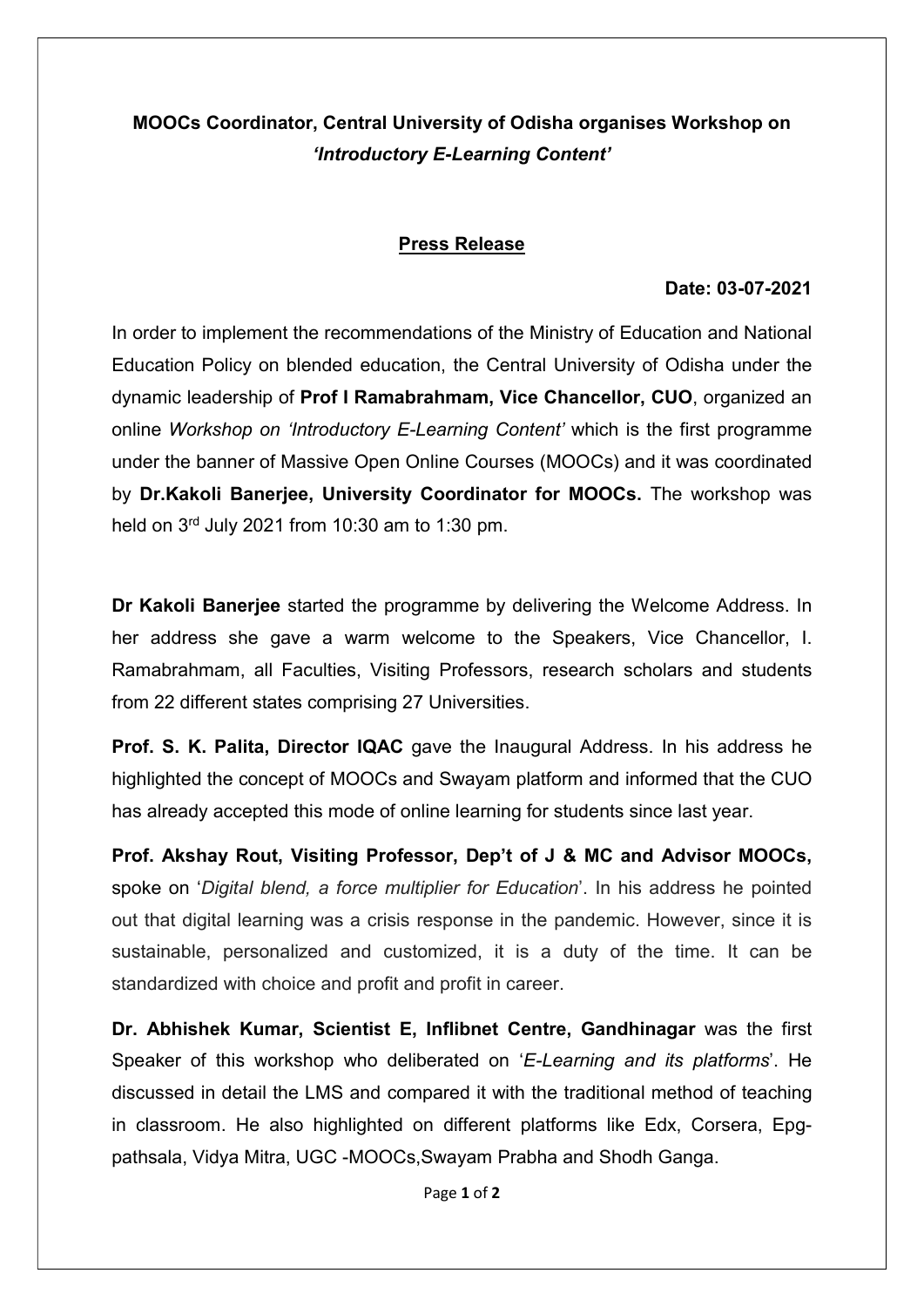**MOOCs Coordinator, Central University of Odisha organises Workshop on *'Introductory E-Learning Content'***

## Press Release

**Date: 03-07-2021**

In order to implement the recommendations of the Ministry of Education and National Education Policy on blended education, the Central University of Odisha under the dynamic leadership of **Prof I Ramabrahmam, Vice Chancellor, CUO**, organized an online *Workshop on 'Introductory E-Learning Content'* which is the first programme under the banner of Massive Open Online Courses (MOOCs) and it was coordinated by **Dr.Kakoli Banerjee, University Coordinator for MOOCs.** The workshop was held on 3rd July 2021 from 10:30 am to 1:30 pm.

**Dr Kakoli Banerjee** started the programme by delivering the Welcome Address. In her address she gave a warm welcome to the Speakers, Vice Chancellor, I. Ramabrahmam, all Faculties, Visiting Professors, research scholars and students from 22 different states comprising 27 Universities.

**Prof. S. K. Palita, Director IQAC** gave the Inaugural Address. In his address he highlighted the concept of MOOCs and Swayam platform and informed that the CUO has already accepted this mode of online learning for students since last year.

**Prof. Akshay Rout, Visiting Professor, Dep't of J & MC and Advisor MOOCs,** spoke on '*Digital blend, a force multiplier for Education*'. In his address he pointed out that digital learning was a crisis response in the pandemic. However, since it is sustainable, personalized and customized, it is a duty of the time. It can be standardized with choice and profit and profit in career.

**Dr. Abhishek Kumar, Scientist E, Inflibnet Centre, Gandhinagar** was the first Speaker of this workshop who deliberated on '*E-Learning and its platforms*'. He discussed in detail the LMS and compared it with the traditional method of teaching in classroom. He also highlighted on different platforms like Edx, Corsera, Epg-pathsala, Vidya Mitra, UGC -MOOCs,Swayam Prabha and Shodh Ganga.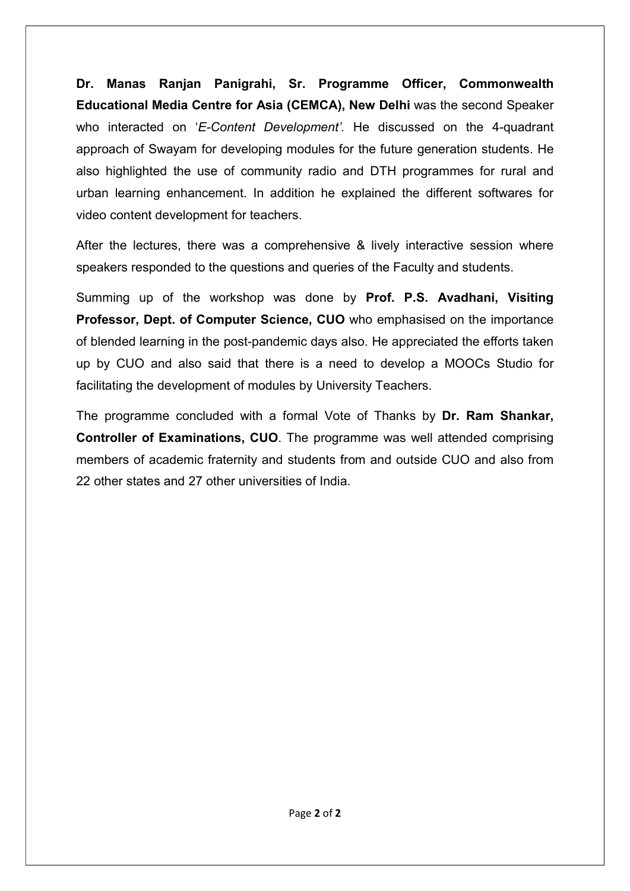**Dr. Manas Ranjan Panigrahi, Sr. Programme Officer, Commonwealth Educational Media Centre for Asia (CEMCA), New Delhi** was the second Speaker who interacted on '*E-Content Development'.* He discussed on the 4-quadrant approach of Swayam for developing modules for the future generation students. He also highlighted the use of community radio and DTH programmes for rural and urban learning enhancement. In addition he explained the different softwares for video content development for teachers.

After the lectures, there was a comprehensive & lively interactive session where speakers responded to the questions and queries of the Faculty and students.

Summing up of the workshop was done by **Prof. P.S. Avadhani, Visiting Professor, Dept. of Computer Science, CUO** who emphasised on the importance of blended learning in the post-pandemic days also. He appreciated the efforts taken up by CUO and also said that there is a need to develop a MOOCs Studio for facilitating the development of modules by University Teachers.

The programme concluded with a formal Vote of Thanks by **Dr. Ram Shankar, Controller of Examinations, CUO**. The programme was well attended comprising members of academic fraternity and students from and outside CUO and also from 22 other states and 27 other universities of India.